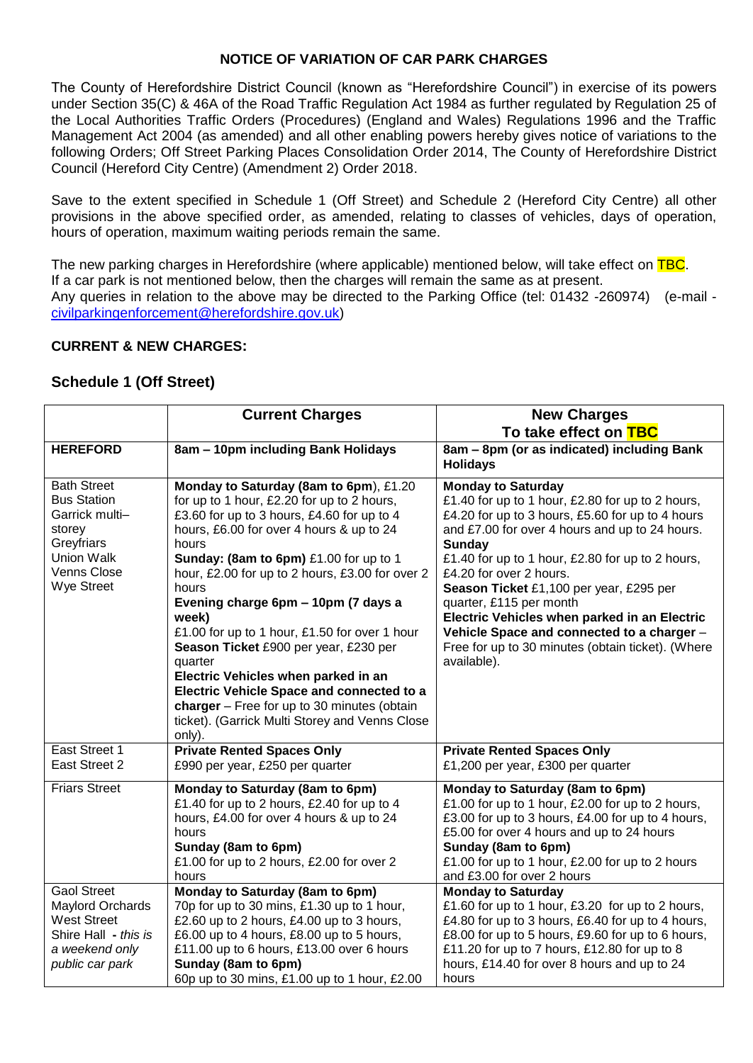**NOTICE OF VARIATION OF CAR PARK CHARGES**

The County of Herefordshire District Council (known as "Herefordshire Council") in exercise of its powers under Section 35(C) & 46A of the Road Traffic Regulation Act 1984 as further regulated by Regulation 25 of the Local Authorities Traffic Orders (Procedures) (England and Wales) Regulations 1996 and the Traffic Management Act 2004 (as amended) and all other enabling powers hereby gives notice of variations to the following Orders; Off Street Parking Places Consolidation Order 2014, The County of Herefordshire District Council (Hereford City Centre) (Amendment 2) Order 2018.

Save to the extent specified in Schedule 1 (Off Street) and Schedule 2 (Hereford City Centre) all other provisions in the above specified order, as amended, relating to classes of vehicles, days of operation, hours of operation, maximum waiting periods remain the same.

The new parking charges in Herefordshire (where applicable) mentioned below, will take effect on TBC.
If a car park is not mentioned below, then the charges will remain the same as at present.
Any queries in relation to the above may be directed to the Parking Office (tel: 01432 -260974) (e-mail - civilparkingenforcement@herefordshire.gov.uk)

**CURRENT & NEW CHARGES:**

## Schedule 1 (Off Street)

| | **Current Charges** | **New Charges To take effect on TBC** |
|---|---|---|
| **HEREFORD** | **8am – 10pm including Bank Holidays** | **8am – 8pm (or as indicated) including Bank Holidays** |
| Bath Street<br>Bus Station<br>Garrick multi–storey<br>Greyfriars<br>Union Walk<br>Venns Close<br>Wye Street | **Monday to Saturday (8am to 6pm**), £1.20 for up to 1 hour, £2.20 for up to 2 hours, £3.60 for up to 3 hours, £4.60 for up to 4 hours, £6.00 for over 4 hours & up to 24 hours<br>**Sunday: (8am to 6pm)** £1.00 for up to 1 hour, £2.00 for up to 2 hours, £3.00 for over 2 hours<br>**Evening charge 6pm – 10pm (7 days a week)**<br>£1.00 for up to 1 hour, £1.50 for over 1 hour<br>**Season Ticket** £900 per year, £230 per quarter<br>**Electric Vehicles when parked in an Electric Vehicle Space and connected to a charger** – Free for up to 30 minutes (obtain ticket). (Garrick Multi Storey and Venns Close only). | **Monday to Saturday**<br>£1.40 for up to 1 hour, £2.80 for up to 2 hours, £4.20 for up to 3 hours, £5.60 for up to 4 hours and £7.00 for over 4 hours and up to 24 hours.<br>**Sunday**<br>£1.40 for up to 1 hour, £2.80 for up to 2 hours, £4.20 for over 2 hours.<br>**Season Ticket** £1,100 per year, £295 per quarter, £115 per month<br>**Electric Vehicles when parked in an Electric Vehicle Space and connected to a charger** – Free for up to 30 minutes (obtain ticket). (Where available). |
| East Street 1<br>East Street 2 | **Private Rented Spaces Only**<br>£990 per year, £250 per quarter | **Private Rented Spaces Only**<br>£1,200 per year, £300 per quarter |
| Friars Street | **Monday to Saturday (8am to 6pm)**<br>£1.40 for up to 2 hours, £2.40 for up to 4 hours, £4.00 for over 4 hours & up to 24 hours<br>**Sunday (8am to 6pm)**<br>£1.00 for up to 2 hours, £2.00 for over 2 hours | **Monday to Saturday (8am to 6pm)**<br>£1.00 for up to 1 hour, £2.00 for up to 2 hours, £3.00 for up to 3 hours, £4.00 for up to 4 hours, £5.00 for over 4 hours and up to 24 hours<br>**Sunday (8am to 6pm)**<br>£1.00 for up to 1 hour, £2.00 for up to 2 hours and £3.00 for over 2 hours |
| Gaol Street<br>Maylord Orchards<br>West Street<br>Shire Hall - *this is a weekend only public car park* | **Monday to Saturday (8am to 6pm)**<br>70p for up to 30 mins, £1.30 up to 1 hour, £2.60 up to 2 hours, £4.00 up to 3 hours, £6.00 up to 4 hours, £8.00 up to 5 hours, £11.00 up to 6 hours, £13.00 over 6 hours<br>**Sunday (8am to 6pm)**<br>60p up to 30 mins, £1.00 up to 1 hour, £2.00 | **Monday to Saturday**<br>£1.60 for up to 1 hour, £3.20 for up to 2 hours, £4.80 for up to 3 hours, £6.40 for up to 4 hours, £8.00 for up to 5 hours, £9.60 for up to 6 hours, £11.20 for up to 7 hours, £12.80 for up to 8 hours, £14.40 for over 8 hours and up to 24 hours |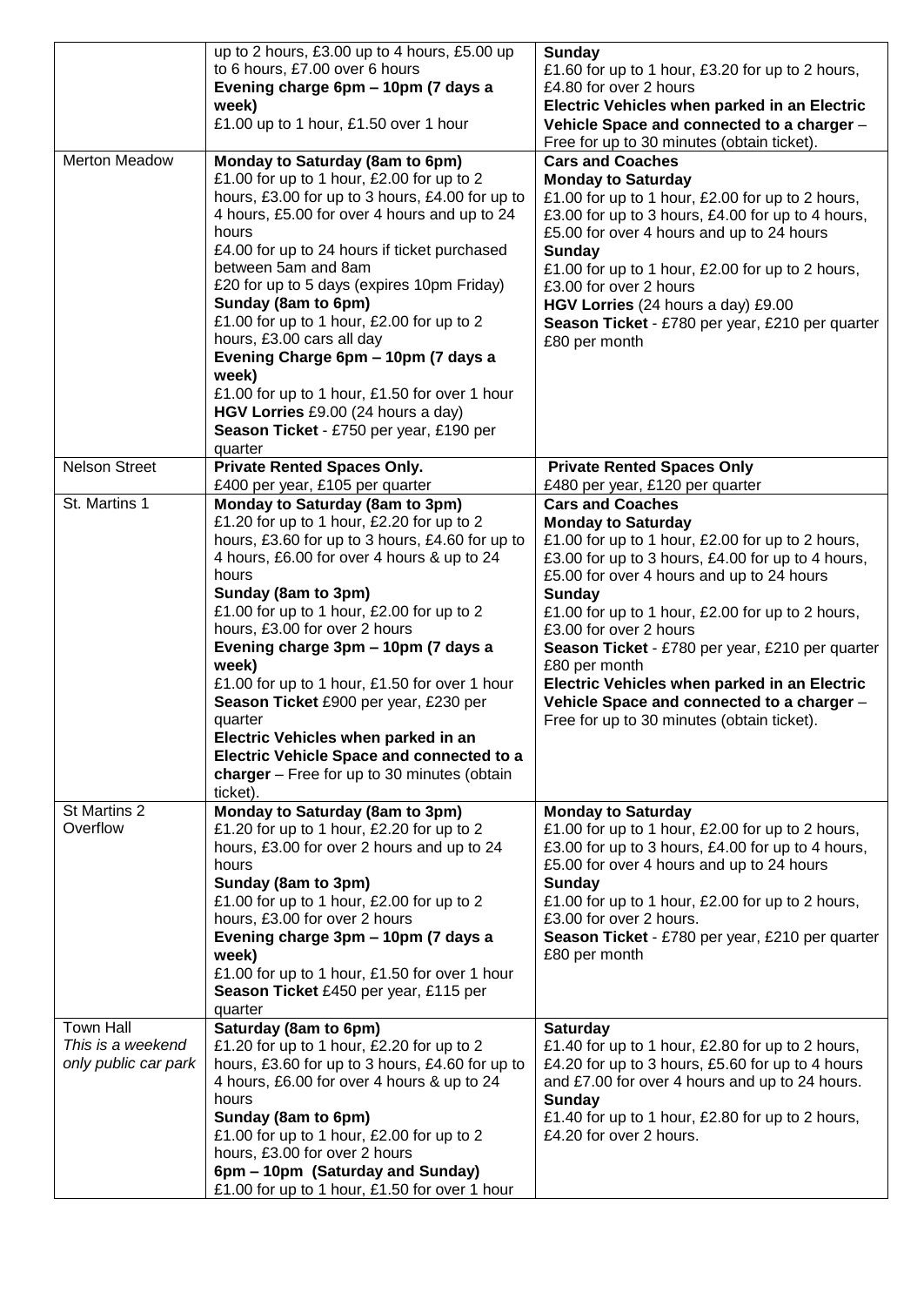| | | |
|---|---|---|
| | up to 2 hours, £3.00 up to 4 hours, £5.00 up to 6 hours, £7.00 over 6 hours<br>**Evening charge 6pm – 10pm (7 days a week)**<br>£1.00 up to 1 hour, £1.50 over 1 hour | **Sunday**<br>£1.60 for up to 1 hour, £3.20 for up to 2 hours, £4.80 for over 2 hours<br>**Electric Vehicles when parked in an Electric Vehicle Space and connected to a charger** – Free for up to 30 minutes (obtain ticket). |
| Merton Meadow | **Monday to Saturday (8am to 6pm)**<br>£1.00 for up to 1 hour, £2.00 for up to 2 hours, £3.00 for up to 3 hours, £4.00 for up to 4 hours, £5.00 for over 4 hours and up to 24 hours<br>£4.00 for up to 24 hours if ticket purchased between 5am and 8am<br>£20 for up to 5 days (expires 10pm Friday)<br>**Sunday (8am to 6pm)**<br>£1.00 for up to 1 hour, £2.00 for up to 2 hours, £3.00 cars all day<br>**Evening Charge 6pm – 10pm (7 days a week)**<br>£1.00 for up to 1 hour, £1.50 for over 1 hour<br>**HGV Lorries** £9.00 (24 hours a day)<br>**Season Ticket** - £750 per year, £190 per quarter | **Cars and Coaches**<br>**Monday to Saturday**<br>£1.00 for up to 1 hour, £2.00 for up to 2 hours, £3.00 for up to 3 hours, £4.00 for up to 4 hours, £5.00 for over 4 hours and up to 24 hours<br>**Sunday**<br>£1.00 for up to 1 hour, £2.00 for up to 2 hours, £3.00 for over 2 hours<br>**HGV Lorries** (24 hours a day) £9.00<br>**Season Ticket** - £780 per year, £210 per quarter £80 per month |
| Nelson Street | **Private Rented Spaces Only.**<br>£400 per year, £105 per quarter | **Private Rented Spaces Only**<br>£480 per year, £120 per quarter |
| St. Martins 1 | **Monday to Saturday (8am to 3pm)**<br>£1.20 for up to 1 hour, £2.20 for up to 2 hours, £3.60 for up to 3 hours, £4.60 for up to 4 hours, £6.00 for over 4 hours & up to 24 hours<br>**Sunday (8am to 3pm)**<br>£1.00 for up to 1 hour, £2.00 for up to 2 hours, £3.00 for over 2 hours<br>**Evening charge 3pm – 10pm (7 days a week)**<br>£1.00 for up to 1 hour, £1.50 for over 1 hour<br>**Season Ticket** £900 per year, £230 per quarter<br>**Electric Vehicles when parked in an Electric Vehicle Space and connected to a charger** – Free for up to 30 minutes (obtain ticket). | **Cars and Coaches**<br>**Monday to Saturday**<br>£1.00 for up to 1 hour, £2.00 for up to 2 hours, £3.00 for up to 3 hours, £4.00 for up to 4 hours, £5.00 for over 4 hours and up to 24 hours<br>**Sunday**<br>£1.00 for up to 1 hour, £2.00 for up to 2 hours, £3.00 for over 2 hours<br>**Season Ticket** - £780 per year, £210 per quarter £80 per month<br>**Electric Vehicles when parked in an Electric Vehicle Space and connected to a charger** – Free for up to 30 minutes (obtain ticket). |
| St Martins 2 Overflow | **Monday to Saturday (8am to 3pm)**<br>£1.20 for up to 1 hour, £2.20 for up to 2 hours, £3.00 for over 2 hours and up to 24 hours<br>**Sunday (8am to 3pm)**<br>£1.00 for up to 1 hour, £2.00 for up to 2 hours, £3.00 for over 2 hours<br>**Evening charge 3pm – 10pm (7 days a week)**<br>£1.00 for up to 1 hour, £1.50 for over 1 hour<br>**Season Ticket** £450 per year, £115 per quarter | **Monday to Saturday**<br>£1.00 for up to 1 hour, £2.00 for up to 2 hours, £3.00 for up to 3 hours, £4.00 for up to 4 hours, £5.00 for over 4 hours and up to 24 hours<br>**Sunday**<br>£1.00 for up to 1 hour, £2.00 for up to 2 hours, £3.00 for over 2 hours.<br>**Season Ticket** - £780 per year, £210 per quarter £80 per month |
| Town Hall<br>*This is a weekend only public car park* | **Saturday (8am to 6pm)**<br>£1.20 for up to 1 hour, £2.20 for up to 2 hours, £3.60 for up to 3 hours, £4.60 for up to 4 hours, £6.00 for over 4 hours & up to 24 hours<br>**Sunday (8am to 6pm)**<br>£1.00 for up to 1 hour, £2.00 for up to 2 hours, £3.00 for over 2 hours<br>**6pm – 10pm (Saturday and Sunday)**<br>£1.00 for up to 1 hour, £1.50 for over 1 hour | **Saturday**<br>£1.40 for up to 1 hour, £2.80 for up to 2 hours, £4.20 for up to 3 hours, £5.60 for up to 4 hours and £7.00 for over 4 hours and up to 24 hours.<br>**Sunday**<br>£1.40 for up to 1 hour, £2.80 for up to 2 hours, £4.20 for over 2 hours. |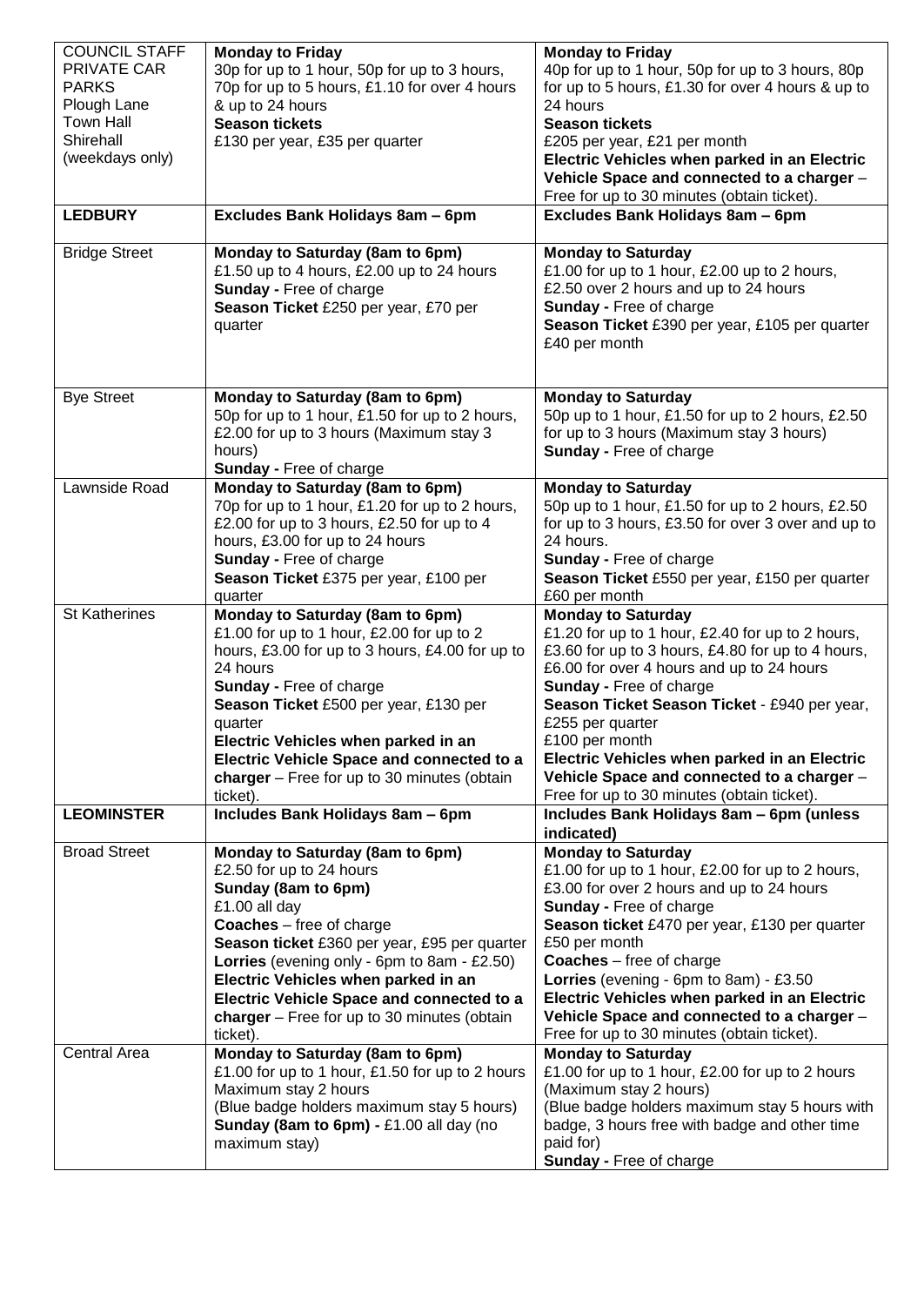| | | |
|---|---|---|
| COUNCIL STAFF PRIVATE CAR PARKS<br>Plough Lane<br>Town Hall<br>Shirehall<br>(weekdays only) | **Monday to Friday**<br>30p for up to 1 hour, 50p for up to 3 hours, 70p for up to 5 hours, £1.10 for over 4 hours & up to 24 hours<br>**Season tickets**<br>£130 per year, £35 per quarter | **Monday to Friday**<br>40p for up to 1 hour, 50p for up to 3 hours, 80p for up to 5 hours, £1.30 for over 4 hours & up to 24 hours<br>**Season tickets**<br>£205 per year, £21 per month<br>**Electric Vehicles when parked in an Electric Vehicle Space and connected to a charger** – Free for up to 30 minutes (obtain ticket). |
| **LEDBURY** | **Excludes Bank Holidays 8am – 6pm** | **Excludes Bank Holidays 8am – 6pm** |
| Bridge Street | **Monday to Saturday (8am to 6pm)**<br>£1.50 up to 4 hours, £2.00 up to 24 hours<br>**Sunday -** Free of charge<br>**Season Ticket** £250 per year, £70 per quarter | **Monday to Saturday**<br>£1.00 for up to 1 hour, £2.00 up to 2 hours, £2.50 over 2 hours and up to 24 hours<br>**Sunday -** Free of charge<br>**Season Ticket** £390 per year, £105 per quarter £40 per month |
| Bye Street | **Monday to Saturday (8am to 6pm)**<br>50p for up to 1 hour, £1.50 for up to 2 hours, £2.00 for up to 3 hours (Maximum stay 3 hours)<br>**Sunday -** Free of charge | **Monday to Saturday**<br>50p up to 1 hour, £1.50 for up to 2 hours, £2.50 for up to 3 hours (Maximum stay 3 hours)<br>**Sunday -** Free of charge |
| Lawnside Road | **Monday to Saturday (8am to 6pm)**<br>70p for up to 1 hour, £1.20 for up to 2 hours, £2.00 for up to 3 hours, £2.50 for up to 4 hours, £3.00 for up to 24 hours<br>**Sunday -** Free of charge<br>**Season Ticket** £375 per year, £100 per quarter | **Monday to Saturday**<br>50p up to 1 hour, £1.50 for up to 2 hours, £2.50 for up to 3 hours, £3.50 for over 3 over and up to 24 hours.<br>**Sunday -** Free of charge<br>**Season Ticket** £550 per year, £150 per quarter £60 per month |
| St Katherines | **Monday to Saturday (8am to 6pm)**<br>£1.00 for up to 1 hour, £2.00 for up to 2 hours, £3.00 for up to 3 hours, £4.00 for up to 24 hours<br>**Sunday -** Free of charge<br>**Season Ticket** £500 per year, £130 per quarter<br>**Electric Vehicles when parked in an Electric Vehicle Space and connected to a charger** – Free for up to 30 minutes (obtain ticket). | **Monday to Saturday**<br>£1.20 for up to 1 hour, £2.40 for up to 2 hours, £3.60 for up to 3 hours, £4.80 for up to 4 hours, £6.00 for over 4 hours and up to 24 hours<br>**Sunday -** Free of charge<br>**Season Ticket Season Ticket** - £940 per year, £255 per quarter<br>£100 per month<br>**Electric Vehicles when parked in an Electric Vehicle Space and connected to a charger** – Free for up to 30 minutes (obtain ticket). |
| **LEOMINSTER** | **Includes Bank Holidays 8am – 6pm** | **Includes Bank Holidays 8am – 6pm (unless indicated)** |
| Broad Street | **Monday to Saturday (8am to 6pm)**<br>£2.50 for up to 24 hours<br>**Sunday (8am to 6pm)**<br>£1.00 all day<br>**Coaches** – free of charge<br>**Season ticket** £360 per year, £95 per quarter<br>**Lorries** (evening only - 6pm to 8am - £2.50)<br>**Electric Vehicles when parked in an Electric Vehicle Space and connected to a charger** – Free for up to 30 minutes (obtain ticket). | **Monday to Saturday**<br>£1.00 for up to 1 hour, £2.00 for up to 2 hours, £3.00 for over 2 hours and up to 24 hours<br>**Sunday -** Free of charge<br>**Season ticket** £470 per year, £130 per quarter £50 per month<br>**Coaches** – free of charge<br>**Lorries** (evening - 6pm to 8am) - £3.50<br>**Electric Vehicles when parked in an Electric Vehicle Space and connected to a charger** – Free for up to 30 minutes (obtain ticket). |
| Central Area | **Monday to Saturday (8am to 6pm)**<br>£1.00 for up to 1 hour, £1.50 for up to 2 hours Maximum stay 2 hours<br>(Blue badge holders maximum stay 5 hours)<br>**Sunday (8am to 6pm) -** £1.00 all day (no maximum stay) | **Monday to Saturday**<br>£1.00 for up to 1 hour, £2.00 for up to 2 hours (Maximum stay 2 hours)<br>(Blue badge holders maximum stay 5 hours with badge, 3 hours free with badge and other time paid for)<br>**Sunday -** Free of charge |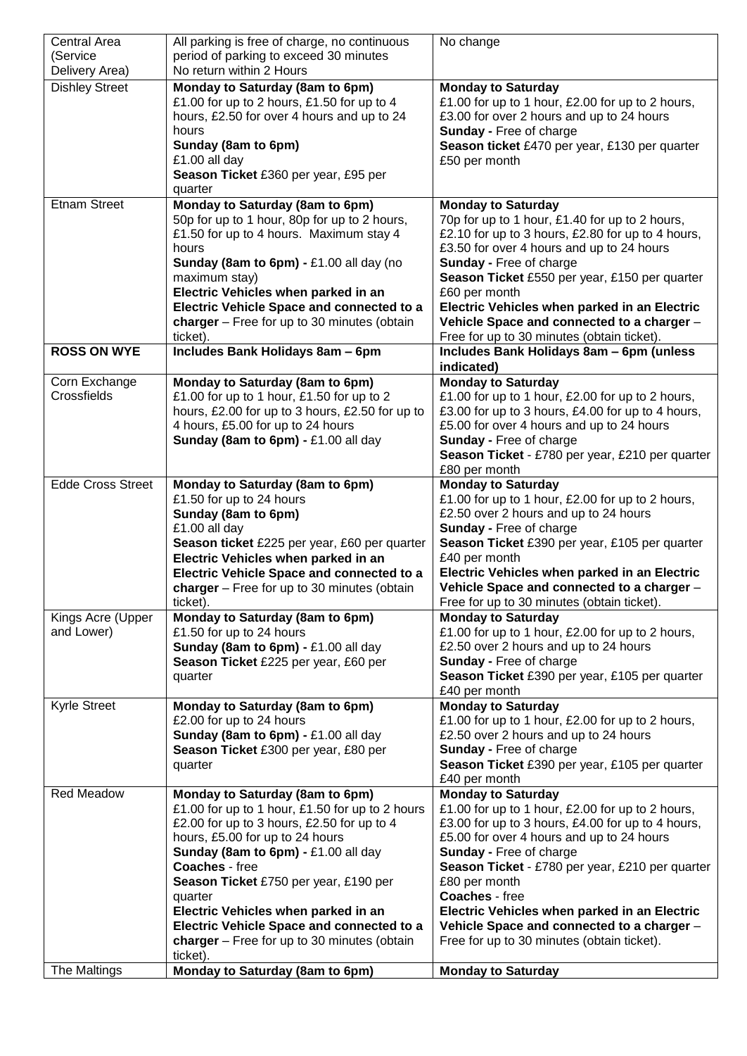| Central Area (Service Delivery Area) | All parking is free of charge, no continuous period of parking to exceed 30 minutes No return within 2 Hours | No change |
|---|---|---|
| Dishley Street | **Monday to Saturday (8am to 6pm)** £1.00 for up to 2 hours, £1.50 for up to 4 hours, £2.50 for over 4 hours and up to 24 hours **Sunday (8am to 6pm)** £1.00 all day **Season Ticket** £360 per year, £95 per quarter | **Monday to Saturday** £1.00 for up to 1 hour, £2.00 for up to 2 hours, £3.00 for over 2 hours and up to 24 hours **Sunday -** Free of charge **Season ticket** £470 per year, £130 per quarter £50 per month |
| Etnam Street | **Monday to Saturday (8am to 6pm)** 50p for up to 1 hour, 80p for up to 2 hours, £1.50 for up to 4 hours. Maximum stay 4 hours **Sunday (8am to 6pm) -** £1.00 all day (no maximum stay) **Electric Vehicles when parked in an Electric Vehicle Space and connected to a charger** – Free for up to 30 minutes (obtain ticket). | **Monday to Saturday** 70p for up to 1 hour, £1.40 for up to 2 hours, £2.10 for up to 3 hours, £2.80 for up to 4 hours, £3.50 for over 4 hours and up to 24 hours **Sunday -** Free of charge **Season Ticket** £550 per year, £150 per quarter £60 per month **Electric Vehicles when parked in an Electric Vehicle Space and connected to a charger** – Free for up to 30 minutes (obtain ticket). |
| **ROSS ON WYE** | **Includes Bank Holidays 8am – 6pm** | **Includes Bank Holidays 8am – 6pm (unless indicated)** |
| Corn Exchange Crossfields | **Monday to Saturday (8am to 6pm)** £1.00 for up to 1 hour, £1.50 for up to 2 hours, £2.00 for up to 3 hours, £2.50 for up to 4 hours, £5.00 for up to 24 hours **Sunday (8am to 6pm) -** £1.00 all day | **Monday to Saturday** £1.00 for up to 1 hour, £2.00 for up to 2 hours, £3.00 for up to 3 hours, £4.00 for up to 4 hours, £5.00 for over 4 hours and up to 24 hours **Sunday -** Free of charge **Season Ticket** - £780 per year, £210 per quarter £80 per month |
| Edde Cross Street | **Monday to Saturday (8am to 6pm)** £1.50 for up to 24 hours **Sunday (8am to 6pm)** £1.00 all day **Season ticket** £225 per year, £60 per quarter **Electric Vehicles when parked in an Electric Vehicle Space and connected to a charger** – Free for up to 30 minutes (obtain ticket). | **Monday to Saturday** £1.00 for up to 1 hour, £2.00 for up to 2 hours, £2.50 over 2 hours and up to 24 hours **Sunday -** Free of charge **Season Ticket** £390 per year, £105 per quarter £40 per month **Electric Vehicles when parked in an Electric Vehicle Space and connected to a charger** – Free for up to 30 minutes (obtain ticket). |
| Kings Acre (Upper and Lower) | **Monday to Saturday (8am to 6pm)** £1.50 for up to 24 hours **Sunday (8am to 6pm) -** £1.00 all day **Season Ticket** £225 per year, £60 per quarter | **Monday to Saturday** £1.00 for up to 1 hour, £2.00 for up to 2 hours, £2.50 over 2 hours and up to 24 hours **Sunday -** Free of charge **Season Ticket** £390 per year, £105 per quarter £40 per month |
| Kyrle Street | **Monday to Saturday (8am to 6pm)** £2.00 for up to 24 hours **Sunday (8am to 6pm) -** £1.00 all day **Season Ticket** £300 per year, £80 per quarter | **Monday to Saturday** £1.00 for up to 1 hour, £2.00 for up to 2 hours, £2.50 over 2 hours and up to 24 hours **Sunday -** Free of charge **Season Ticket** £390 per year, £105 per quarter £40 per month |
| Red Meadow | **Monday to Saturday (8am to 6pm)** £1.00 for up to 1 hour, £1.50 for up to 2 hours £2.00 for up to 3 hours, £2.50 for up to 4 hours, £5.00 for up to 24 hours **Sunday (8am to 6pm) -** £1.00 all day **Coaches** - free **Season Ticket** £750 per year, £190 per quarter **Electric Vehicles when parked in an Electric Vehicle Space and connected to a charger** – Free for up to 30 minutes (obtain ticket). | **Monday to Saturday** £1.00 for up to 1 hour, £2.00 for up to 2 hours, £3.00 for up to 3 hours, £4.00 for up to 4 hours, £5.00 for over 4 hours and up to 24 hours **Sunday -** Free of charge **Season Ticket** - £780 per year, £210 per quarter £80 per month **Coaches** - free **Electric Vehicles when parked in an Electric Vehicle Space and connected to a charger** – Free for up to 30 minutes (obtain ticket). |
| The Maltings | **Monday to Saturday (8am to 6pm)** | **Monday to Saturday** |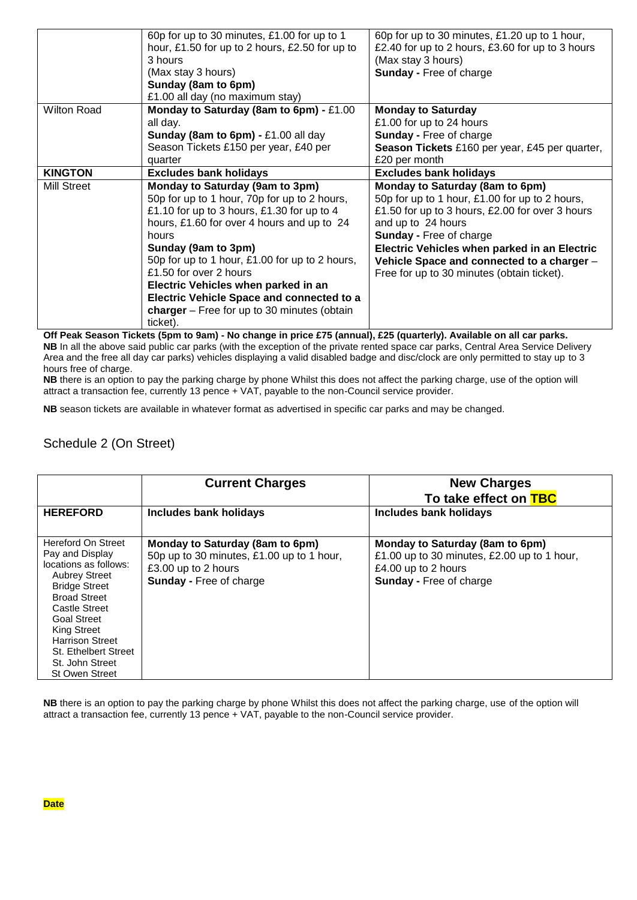| | | |
|---|---|---|
| | 60p for up to 30 minutes, £1.00 for up to 1 hour, £1.50 for up to 2 hours, £2.50 for up to 3 hours<br>(Max stay 3 hours)<br>**Sunday (8am to 6pm)**<br>£1.00 all day (no maximum stay) | 60p for up to 30 minutes, £1.20 up to 1 hour, £2.40 for up to 2 hours, £3.60 for up to 3 hours<br>(Max stay 3 hours)<br>**Sunday -** Free of charge |
| Wilton Road | **Monday to Saturday (8am to 6pm) -** £1.00 all day.<br>**Sunday (8am to 6pm) -** £1.00 all day<br>Season Tickets £150 per year, £40 per quarter | **Monday to Saturday**<br>£1.00 for up to 24 hours<br>**Sunday -** Free of charge<br>**Season Tickets** £160 per year, £45 per quarter, £20 per month |
| **KINGTON** | **Excludes bank holidays** | **Excludes bank holidays** |
| Mill Street | **Monday to Saturday (9am to 3pm)**<br>50p for up to 1 hour, 70p for up to 2 hours, £1.10 for up to 3 hours, £1.30 for up to 4 hours, £1.60 for over 4 hours and up to 24 hours<br>**Sunday (9am to 3pm)**<br>50p for up to 1 hour, £1.00 for up to 2 hours, £1.50 for over 2 hours<br>**Electric Vehicles when parked in an Electric Vehicle Space and connected to a charger** – Free for up to 30 minutes (obtain ticket). | **Monday to Saturday (8am to 6pm)**<br>50p for up to 1 hour, £1.00 for up to 2 hours, £1.50 for up to 3 hours, £2.00 for over 3 hours and up to 24 hours<br>**Sunday -** Free of charge<br>**Electric Vehicles when parked in an Electric Vehicle Space and connected to a charger** – Free for up to 30 minutes (obtain ticket). |

**Off Peak Season Tickets (5pm to 9am) - No change in price £75 (annual), £25 (quarterly). Available on all car parks.**

**NB** In all the above said public car parks (with the exception of the private rented space car parks, Central Area Service Delivery Area and the free all day car parks) vehicles displaying a valid disabled badge and disc/clock are only permitted to stay up to 3 hours free of charge.

**NB** there is an option to pay the parking charge by phone Whilst this does not affect the parking charge, use of the option will attract a transaction fee, currently 13 pence + VAT, payable to the non-Council service provider.

**NB** season tickets are available in whatever format as advertised in specific car parks and may be changed.

## Schedule 2 (On Street)

| | **Current Charges** | **New Charges**<br>**To take effect on TBC** |
|---|---|---|
| **HEREFORD** | **Includes bank holidays** | **Includes bank holidays** |
| Hereford On Street Pay and Display locations as follows:<br>Aubrey Street<br>Bridge Street<br>Broad Street<br>Castle Street<br>Goal Street<br>King Street<br>Harrison Street<br>St. Ethelbert Street<br>St. John Street<br>St Owen Street | **Monday to Saturday (8am to 6pm)**<br>50p up to 30 minutes, £1.00 up to 1 hour, £3.00 up to 2 hours<br>**Sunday -** Free of charge | **Monday to Saturday (8am to 6pm)**<br>£1.00 up to 30 minutes, £2.00 up to 1 hour, £4.00 up to 2 hours<br>**Sunday -** Free of charge |

**NB** there is an option to pay the parking charge by phone Whilst this does not affect the parking charge, use of the option will attract a transaction fee, currently 13 pence + VAT, payable to the non-Council service provider.

**Date**